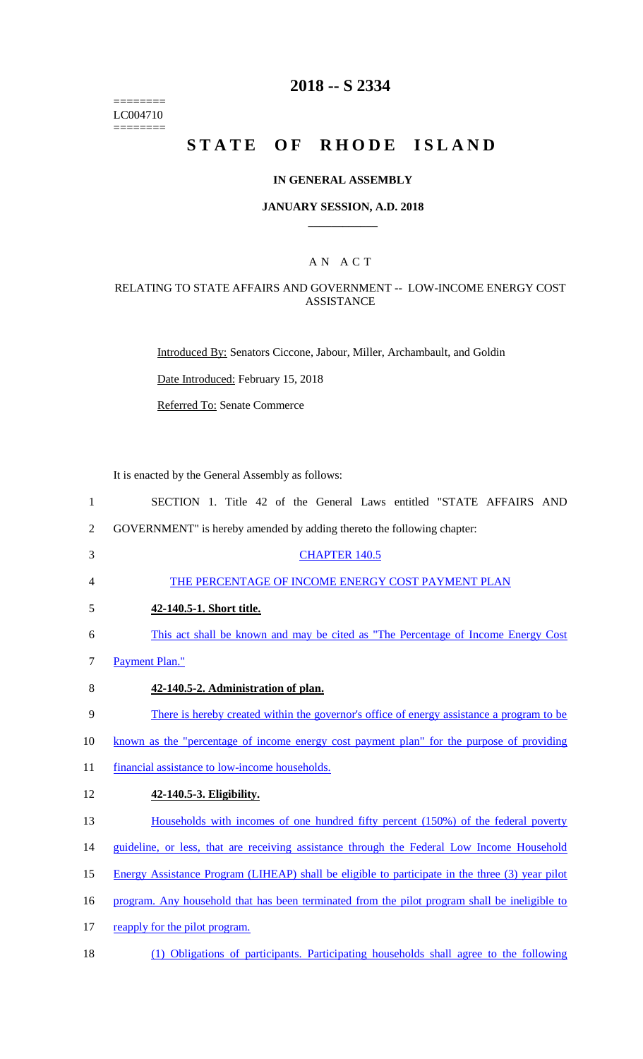========
LC004710
========

# 2018 -- S 2334

# STATE OF RHODE ISLAND

## IN GENERAL ASSEMBLY

### JANUARY SESSION, A.D. 2018

AN ACT

RELATING TO STATE AFFAIRS AND GOVERNMENT -- LOW-INCOME ENERGY COST ASSISTANCE

Introduced By: Senators Ciccone, Jabour, Miller, Archambault, and Goldin

Date Introduced: February 15, 2018

Referred To: Senate Commerce

It is enacted by the General Assembly as follows:

1 SECTION 1. Title 42 of the General Laws entitled "STATE AFFAIRS AND
2 GOVERNMENT" is hereby amended by adding thereto the following chapter:

3 CHAPTER 140.5

4 THE PERCENTAGE OF INCOME ENERGY COST PAYMENT PLAN

5 **42-140.5-1. Short title.**

6 This act shall be known and may be cited as "The Percentage of Income Energy Cost
7 Payment Plan."

8 **42-140.5-2. Administration of plan.**

9 There is hereby created within the governor's office of energy assistance a program to be
10 known as the "percentage of income energy cost payment plan" for the purpose of providing
11 financial assistance to low-income households.

12 **42-140.5-3. Eligibility.**

13 Households with incomes of one hundred fifty percent (150%) of the federal poverty
14 guideline, or less, that are receiving assistance through the Federal Low Income Household
15 Energy Assistance Program (LIHEAP) shall be eligible to participate in the three (3) year pilot
16 program. Any household that has been terminated from the pilot program shall be ineligible to
17 reapply for the pilot program.

18 (1) Obligations of participants. Participating households shall agree to the following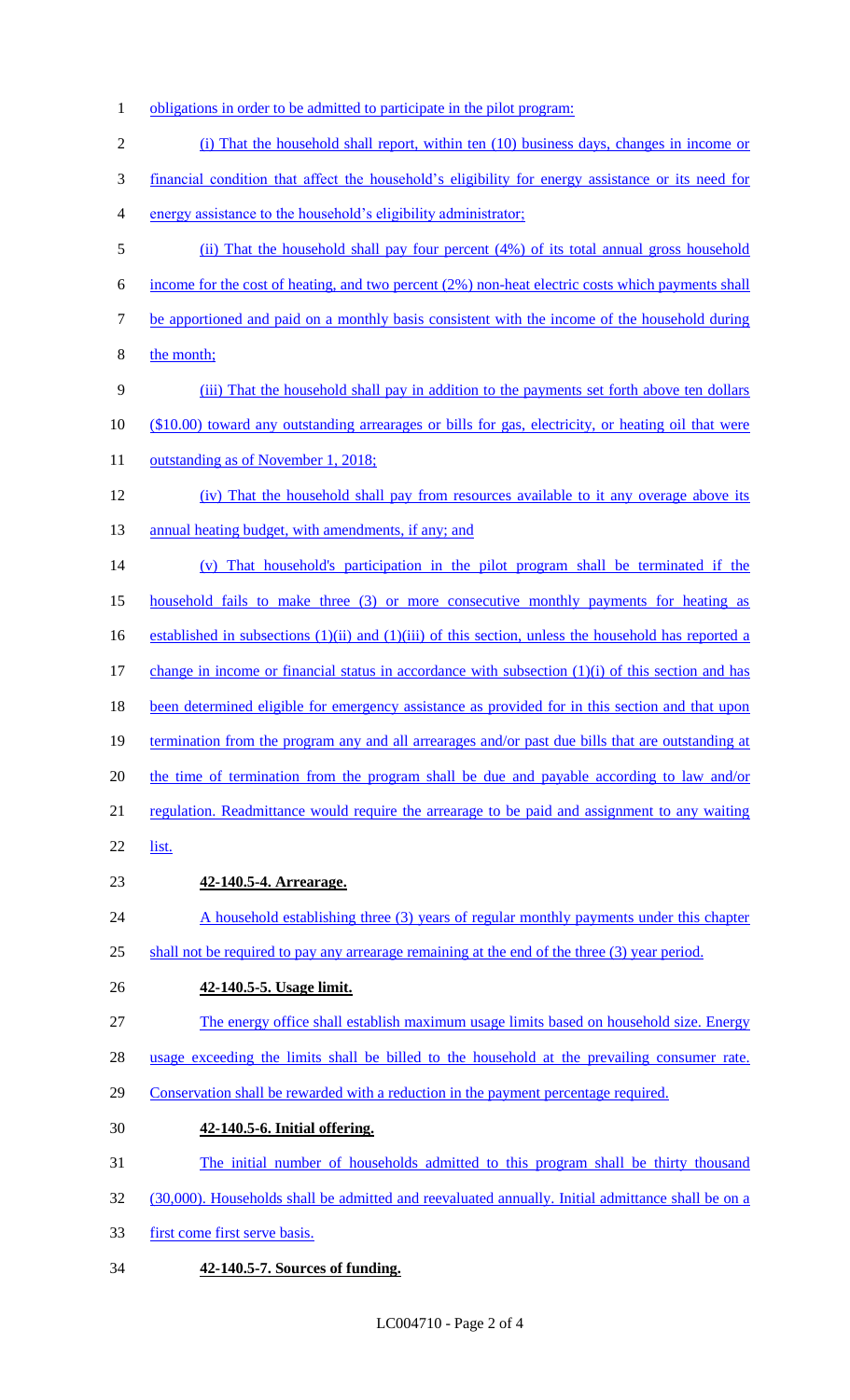obligations in order to be admitted to participate in the pilot program:

(i) That the household shall report, within ten (10) business days, changes in income or financial condition that affect the household's eligibility for energy assistance or its need for energy assistance to the household's eligibility administrator;

(ii) That the household shall pay four percent (4%) of its total annual gross household income for the cost of heating, and two percent (2%) non-heat electric costs which payments shall be apportioned and paid on a monthly basis consistent with the income of the household during the month;

(iii) That the household shall pay in addition to the payments set forth above ten dollars ($10.00) toward any outstanding arrearages or bills for gas, electricity, or heating oil that were outstanding as of November 1, 2018;

(iv) That the household shall pay from resources available to it any overage above its annual heating budget, with amendments, if any; and

(v) That household's participation in the pilot program shall be terminated if the household fails to make three (3) or more consecutive monthly payments for heating as established in subsections (1)(ii) and (1)(iii) of this section, unless the household has reported a change in income or financial status in accordance with subsection (1)(i) of this section and has been determined eligible for emergency assistance as provided for in this section and that upon termination from the program any and all arrearages and/or past due bills that are outstanding at the time of termination from the program shall be due and payable according to law and/or regulation. Readmittance would require the arrearage to be paid and assignment to any waiting list.

**42-140.5-4. Arrearage.**

A household establishing three (3) years of regular monthly payments under this chapter shall not be required to pay any arrearage remaining at the end of the three (3) year period.

**42-140.5-5. Usage limit.**

The energy office shall establish maximum usage limits based on household size. Energy usage exceeding the limits shall be billed to the household at the prevailing consumer rate. Conservation shall be rewarded with a reduction in the payment percentage required.

**42-140.5-6. Initial offering.**

The initial number of households admitted to this program shall be thirty thousand (30,000). Households shall be admitted and reevaluated annually. Initial admittance shall be on a first come first serve basis.

**42-140.5-7. Sources of funding.**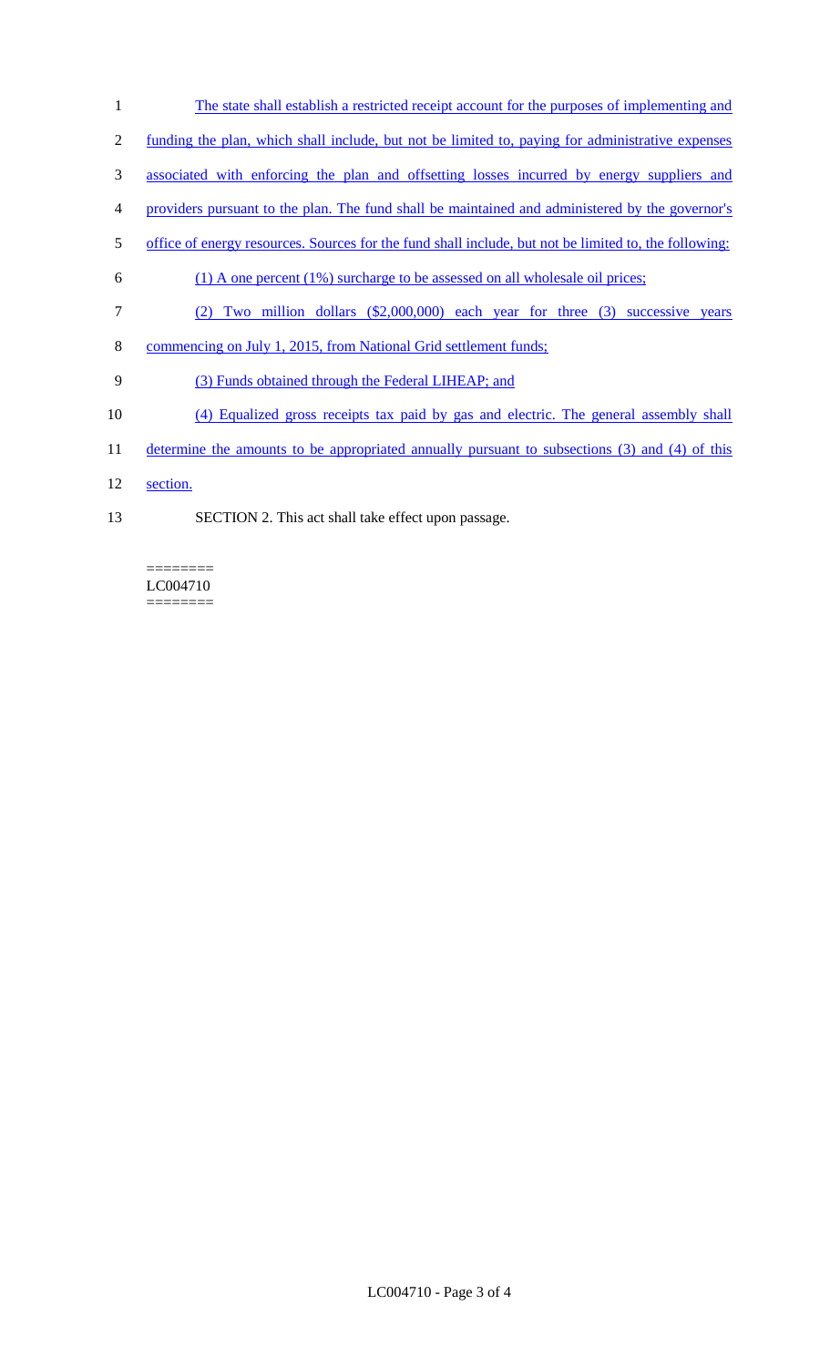The state shall establish a restricted receipt account for the purposes of implementing and funding the plan, which shall include, but not be limited to, paying for administrative expenses associated with enforcing the plan and offsetting losses incurred by energy suppliers and providers pursuant to the plan. The fund shall be maintained and administered by the governor's office of energy resources. Sources for the fund shall include, but not be limited to, the following:

(1) A one percent (1%) surcharge to be assessed on all wholesale oil prices;

(2) Two million dollars ($2,000,000) each year for three (3) successive years commencing on July 1, 2015, from National Grid settlement funds;

(3) Funds obtained through the Federal LIHEAP; and

(4) Equalized gross receipts tax paid by gas and electric. The general assembly shall determine the amounts to be appropriated annually pursuant to subsections (3) and (4) of this section.

SECTION 2. This act shall take effect upon passage.

========
LC004710
========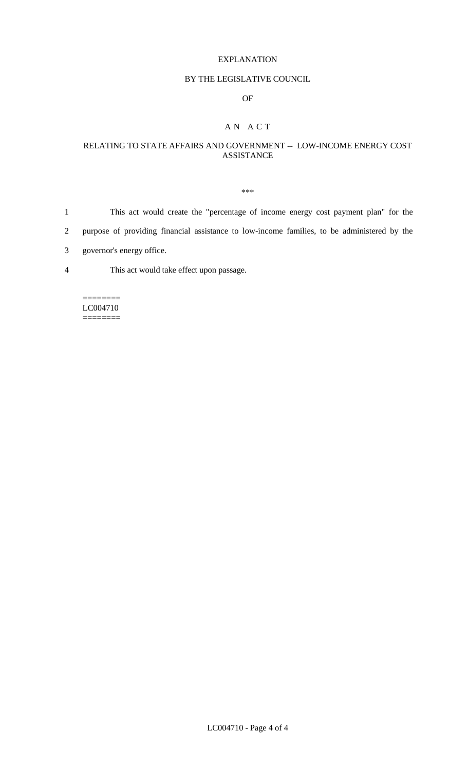EXPLANATION

BY THE LEGISLATIVE COUNCIL

OF

# A N A C T

## RELATING TO STATE AFFAIRS AND GOVERNMENT -- LOW-INCOME ENERGY COST ASSISTANCE

\*\*\*

1 This act would create the "percentage of income energy cost payment plan" for the
2 purpose of providing financial assistance to low-income families, to be administered by the
3 governor's energy office.
4 This act would take effect upon passage.

========
LC004710
========